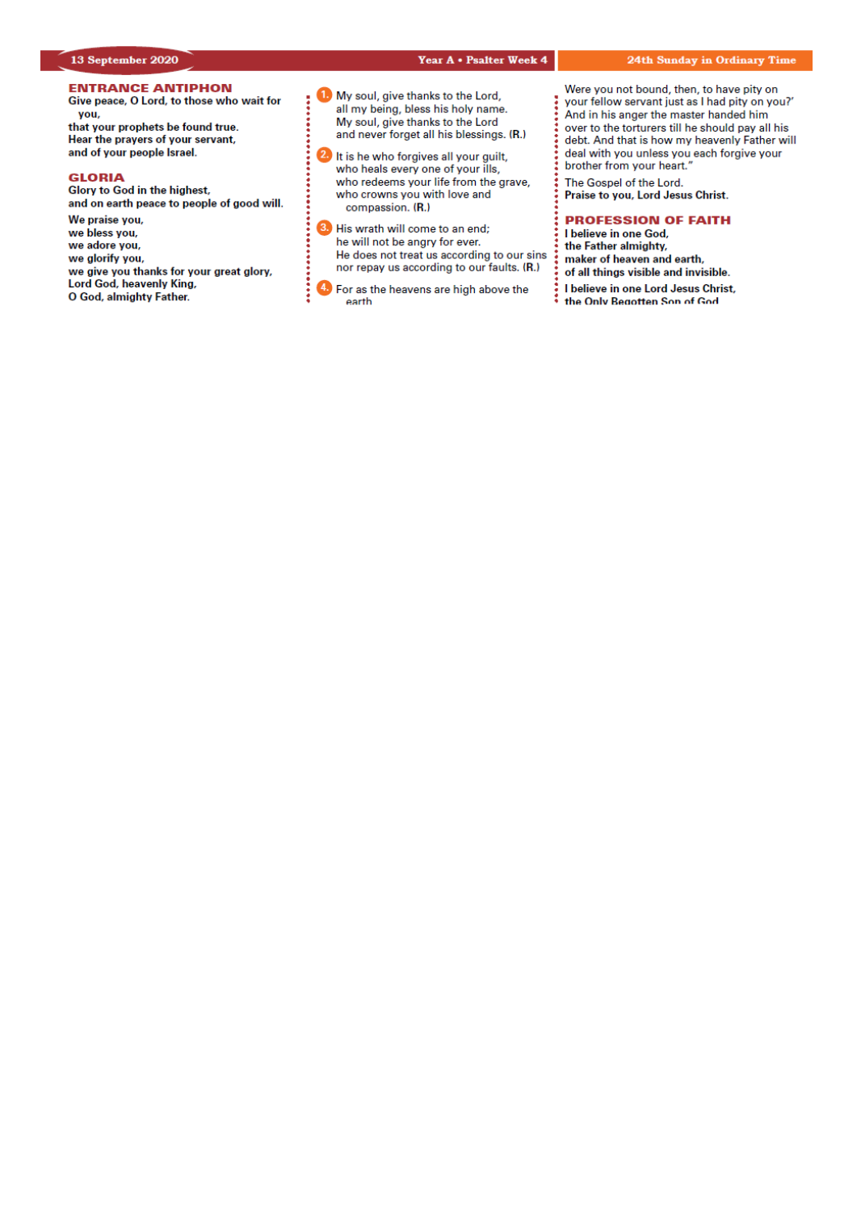## ENTRANCE ANTIPHON

**Give peace, O Lord, to those who wait for you,**
**that your prophets be found true.**
**Hear the prayers of your servant,**
**and of your people Israel.**

## GLORIA

**Glory to God in the highest,**
**and on earth peace to people of good will.**

**We praise you,**
**we bless you,**
**we adore you,**
**we glorify you,**
**we give you thanks for your great glory,**
**Lord God, heavenly King,**
**O God, almighty Father.**

1. My soul, give thanks to the Lord,
all my being, bless his holy name.
My soul, give thanks to the Lord
and never forget all his blessings. **(R.)**

2. It is he who forgives all your guilt,
who heals every one of your ills,
who redeems your life from the grave,
who crowns you with love and compassion. **(R.)**

3. His wrath will come to an end;
he will not be angry for ever.
He does not treat us according to our sins
nor repay us according to our faults. **(R.)**

4. For as the heavens are high above the earth

Were you not bound, then, to have pity on your fellow servant just as I had pity on you?' And in his anger the master handed him over to the torturers till he should pay all his debt. And that is how my heavenly Father will deal with you unless you each forgive your brother from your heart."

The Gospel of the Lord.
**Praise to you, Lord Jesus Christ.**

## PROFESSION OF FAITH

**I believe in one God,**
**the Father almighty,**
**maker of heaven and earth,**
**of all things visible and invisible.**

**I believe in one Lord Jesus Christ,**
**the Only Begotten Son of God**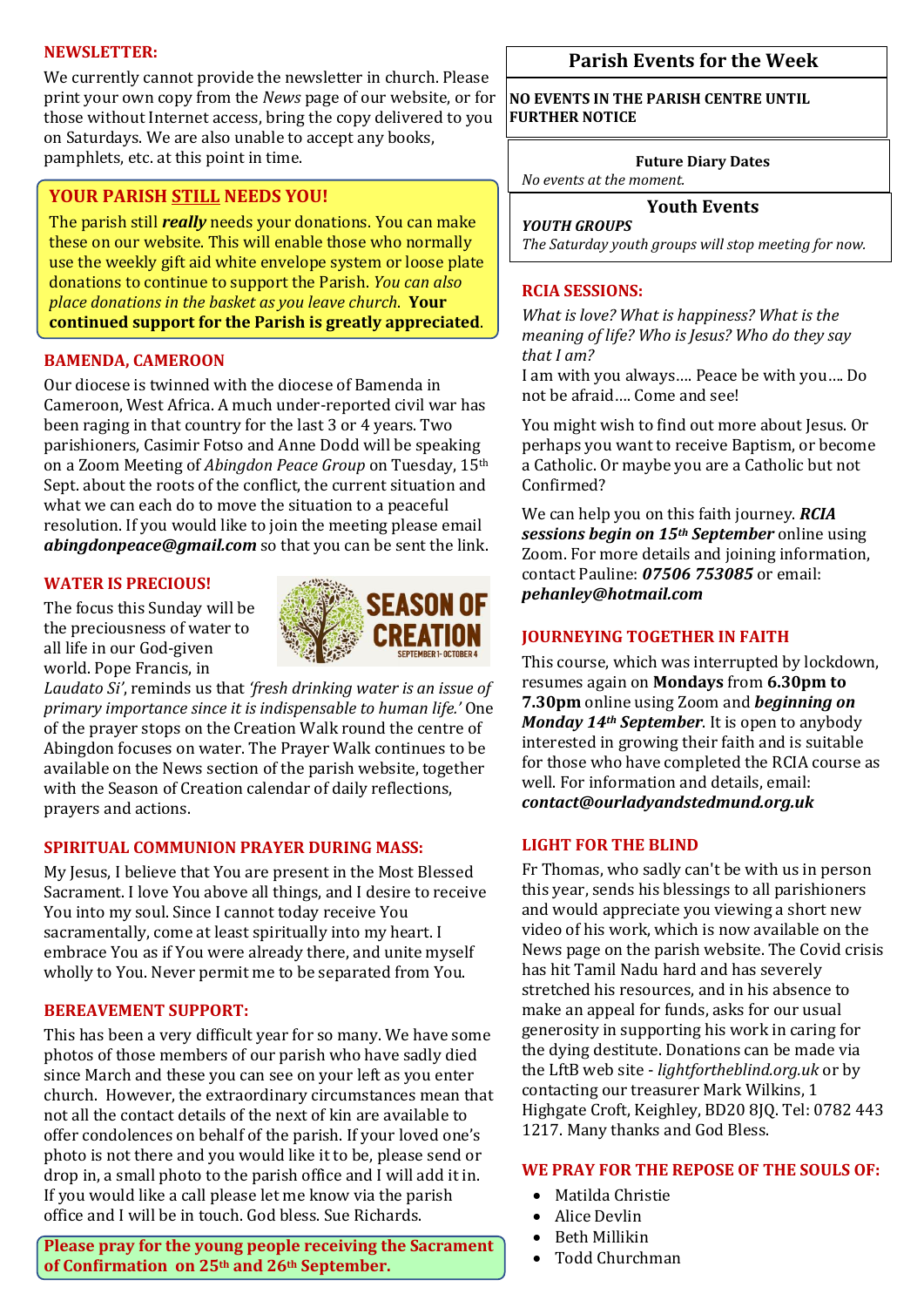## NEWSLETTER:

We currently cannot provide the newsletter in church. Please print your own copy from the *News* page of our website, or for those without Internet access, bring the copy delivered to you on Saturdays. We are also unable to accept any books, pamphlets, etc. at this point in time.

## YOUR PARISH STILL NEEDS YOU!

The parish still ***really*** needs your donations. You can make these on our website. This will enable those who normally use the weekly gift aid white envelope system or loose plate donations to continue to support the Parish. *You can also place donations in the basket as you leave church.* **Your continued support for the Parish is greatly appreciated**.

## BAMENDA, CAMEROON

Our diocese is twinned with the diocese of Bamenda in Cameroon, West Africa. A much under-reported civil war has been raging in that country for the last 3 or 4 years. Two parishioners, Casimir Fotso and Anne Dodd will be speaking on a Zoom Meeting of *Abingdon Peace Group* on Tuesday, 15th Sept. about the roots of the conflict, the current situation and what we can each do to move the situation to a peaceful resolution. If you would like to join the meeting please email ***abingdonpeace@gmail.com*** so that you can be sent the link.

## WATER IS PRECIOUS!

SEASON OF CREATION
SEPTEMBER 1 - OCTOBER 4

The focus this Sunday will be the preciousness of water to all life in our God-given world. Pope Francis, in *Laudato Si'*, reminds us that *'fresh drinking water is an issue of primary importance since it is indispensable to human life.'* One of the prayer stops on the Creation Walk round the centre of Abingdon focuses on water. The Prayer Walk continues to be available on the News section of the parish website, together with the Season of Creation calendar of daily reflections, prayers and actions.

## SPIRITUAL COMMUNION PRAYER DURING MASS:

My Jesus, I believe that You are present in the Most Blessed Sacrament. I love You above all things, and I desire to receive You into my soul. Since I cannot today receive You sacramentally, come at least spiritually into my heart. I embrace You as if You were already there, and unite myself wholly to You. Never permit me to be separated from You.

## BEREAVEMENT SUPPORT:

This has been a very difficult year for so many. We have some photos of those members of our parish who have sadly died since March and these you can see on your left as you enter church. However, the extraordinary circumstances mean that not all the contact details of the next of kin are available to offer condolences on behalf of the parish. If your loved one's photo is not there and you would like it to be, please send or drop in, a small photo to the parish office and I will add it in. If you would like a call please let me know via the parish office and I will be in touch. God bless. Sue Richards.

**Please pray for the young people receiving the Sacrament of Confirmation on 25th and 26th September.**

## Parish Events for the Week

**NO EVENTS IN THE PARISH CENTRE UNTIL FURTHER NOTICE**

**Future Diary Dates**

*No events at the moment.*

### Youth Events

***YOUTH GROUPS***

*The Saturday youth groups will stop meeting for now.*

## RCIA SESSIONS:

*What is love? What is happiness? What is the meaning of life? Who is Jesus? Who do they say that I am?*

I am with you always…. Peace be with you…. Do not be afraid…. Come and see!

You might wish to find out more about Jesus. Or perhaps you want to receive Baptism, or become a Catholic. Or maybe you are a Catholic but not Confirmed?

We can help you on this faith journey. ***RCIA sessions begin on 15th September*** online using Zoom. For more details and joining information, contact Pauline: ***07506 753085*** or email: ***pehanley@hotmail.com***

## JOURNEYING TOGETHER IN FAITH

This course, which was interrupted by lockdown, resumes again on **Mondays** from **6.30pm to 7.30pm** online using Zoom and ***beginning on Monday 14th September***. It is open to anybody interested in growing their faith and is suitable for those who have completed the RCIA course as well. For information and details, email: ***contact@ourladyandstedmund.org.uk***

## LIGHT FOR THE BLIND

Fr Thomas, who sadly can't be with us in person this year, sends his blessings to all parishioners and would appreciate you viewing a short new video of his work, which is now available on the News page on the parish website. The Covid crisis has hit Tamil Nadu hard and has severely stretched his resources, and in his absence to make an appeal for funds, asks for our usual generosity in supporting his work in caring for the dying destitute. Donations can be made via the LftB web site - *lightfortheblind.org.uk* or by contacting our treasurer Mark Wilkins, 1 Highgate Croft, Keighley, BD20 8JQ. Tel: 0782 443 1217. Many thanks and God Bless.

## WE PRAY FOR THE REPOSE OF THE SOULS OF:

- Matilda Christie
- Alice Devlin
- Beth Millikin
- Todd Churchman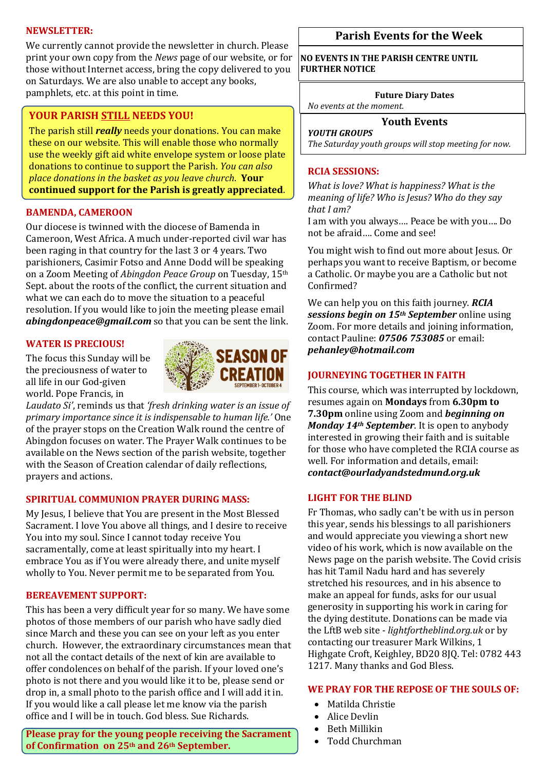## NEWSLETTER:

We currently cannot provide the newsletter in church. Please print your own copy from the *News* page of our website, or for those without Internet access, bring the copy delivered to you on Saturdays. We are also unable to accept any books, pamphlets, etc. at this point in time.

### YOUR PARISH STILL NEEDS YOU!

The parish still ***really*** needs your donations. You can make these on our website. This will enable those who normally use the weekly gift aid white envelope system or loose plate donations to continue to support the Parish. *You can also place donations in the basket as you leave church.* **Your continued support for the Parish is greatly appreciated**.

## BAMENDA, CAMEROON

Our diocese is twinned with the diocese of Bamenda in Cameroon, West Africa. A much under-reported civil war has been raging in that country for the last 3 or 4 years. Two parishioners, Casimir Fotso and Anne Dodd will be speaking on a Zoom Meeting of *Abingdon Peace Group* on Tuesday, 15th Sept. about the roots of the conflict, the current situation and what we can each do to move the situation to a peaceful resolution. If you would like to join the meeting please email ***abingdonpeace@gmail.com*** so that you can be sent the link.

## WATER IS PRECIOUS!

SEASON OF CREATION
SEPTEMBER 1 - OCTOBER 4

The focus this Sunday will be the preciousness of water to all life in our God-given world. Pope Francis, in *Laudato Si'*, reminds us that *'fresh drinking water is an issue of primary importance since it is indispensable to human life.'* One of the prayer stops on the Creation Walk round the centre of Abingdon focuses on water. The Prayer Walk continues to be available on the News section of the parish website, together with the Season of Creation calendar of daily reflections, prayers and actions.

## SPIRITUAL COMMUNION PRAYER DURING MASS:

My Jesus, I believe that You are present in the Most Blessed Sacrament. I love You above all things, and I desire to receive You into my soul. Since I cannot today receive You sacramentally, come at least spiritually into my heart. I embrace You as if You were already there, and unite myself wholly to You. Never permit me to be separated from You.

## BEREAVEMENT SUPPORT:

This has been a very difficult year for so many. We have some photos of those members of our parish who have sadly died since March and these you can see on your left as you enter church. However, the extraordinary circumstances mean that not all the contact details of the next of kin are available to offer condolences on behalf of the parish. If your loved one's photo is not there and you would like it to be, please send or drop in, a small photo to the parish office and I will add it in. If you would like a call please let me know via the parish office and I will be in touch. God bless. Sue Richards.

**Please pray for the young people receiving the Sacrament of Confirmation on 25th and 26th September.**

## Parish Events for the Week

**NO EVENTS IN THE PARISH CENTRE UNTIL FURTHER NOTICE**

**Future Diary Dates**

*No events at the moment.*

### Youth Events

***YOUTH GROUPS***

*The Saturday youth groups will stop meeting for now.*

## RCIA SESSIONS:

*What is love? What is happiness? What is the meaning of life? Who is Jesus? Who do they say that I am?*

I am with you always…. Peace be with you…. Do not be afraid…. Come and see!

You might wish to find out more about Jesus. Or perhaps you want to receive Baptism, or become a Catholic. Or maybe you are a Catholic but not Confirmed?

We can help you on this faith journey. ***RCIA sessions begin on 15th September*** online using Zoom. For more details and joining information, contact Pauline: ***07506 753085*** or email: ***pehanley@hotmail.com***

## JOURNEYING TOGETHER IN FAITH

This course, which was interrupted by lockdown, resumes again on **Mondays** from **6.30pm to 7.30pm** online using Zoom and ***beginning on Monday 14th September***. It is open to anybody interested in growing their faith and is suitable for those who have completed the RCIA course as well. For information and details, email: ***contact@ourladyandstedmund.org.uk***

## LIGHT FOR THE BLIND

Fr Thomas, who sadly can't be with us in person this year, sends his blessings to all parishioners and would appreciate you viewing a short new video of his work, which is now available on the News page on the parish website. The Covid crisis has hit Tamil Nadu hard and has severely stretched his resources, and in his absence to make an appeal for funds, asks for our usual generosity in supporting his work in caring for the dying destitute. Donations can be made via the LftB web site - *lightfortheblind.org.uk* or by contacting our treasurer Mark Wilkins, 1 Highgate Croft, Keighley, BD20 8JQ. Tel: 0782 443 1217. Many thanks and God Bless.

## WE PRAY FOR THE REPOSE OF THE SOULS OF:

- Matilda Christie
- Alice Devlin
- Beth Millikin
- Todd Churchman